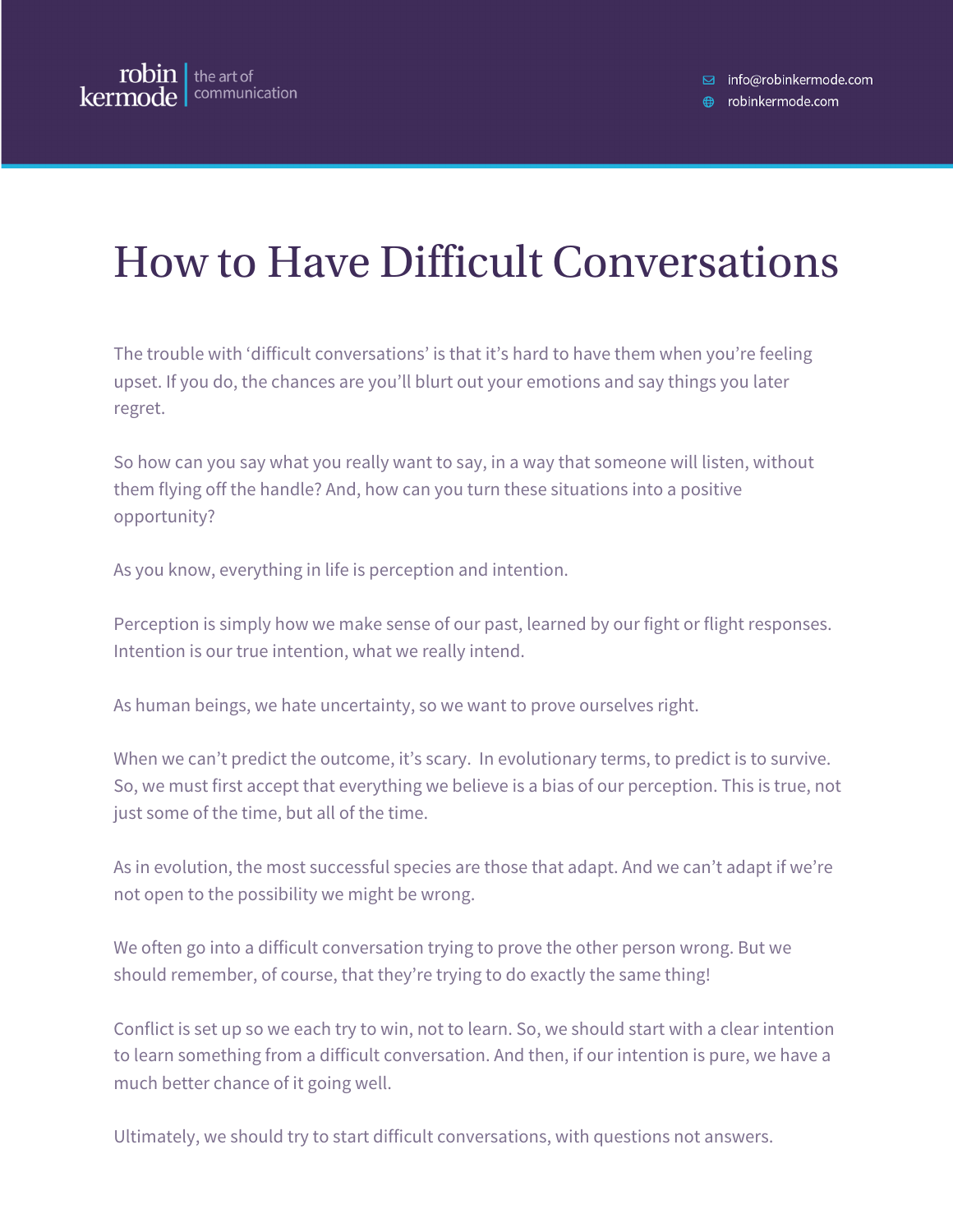# How to Have Difficult Conversations

The trouble with 'difficult conversations' is that it's hard to have them when you're feeling upset. If you do, the chances are you'll blurt out your emotions and say things you later regret.

So how can you say what you really want to say, in a way that someone will listen, without them flying off the handle? And, how can you turn these situations into a positive opportunity?

As you know, everything in life is perception and intention.

Perception is simply how we make sense of our past, learned by our fight or flight responses. Intention is our true intention, what we really intend.

As human beings, we hate uncertainty, so we want to prove ourselves right.

When we can't predict the outcome, it's scary. In evolutionary terms, to predict is to survive. So, we must first accept that everything we believe is a bias of our perception. This is true, not just some of the time, but all of the time.

As in evolution, the most successful species are those that adapt. And we can't adapt if we're not open to the possibility we might be wrong.

We often go into a difficult conversation trying to prove the other person wrong. But we should remember, of course, that they're trying to do exactly the same thing!

Conflict is set up so we each try to win, not to learn. So, we should start with a clear intention to learn something from a difficult conversation. And then, if our intention is pure, we have a much better chance of it going well.

Ultimately, we should try to start difficult conversations, with questions not answers.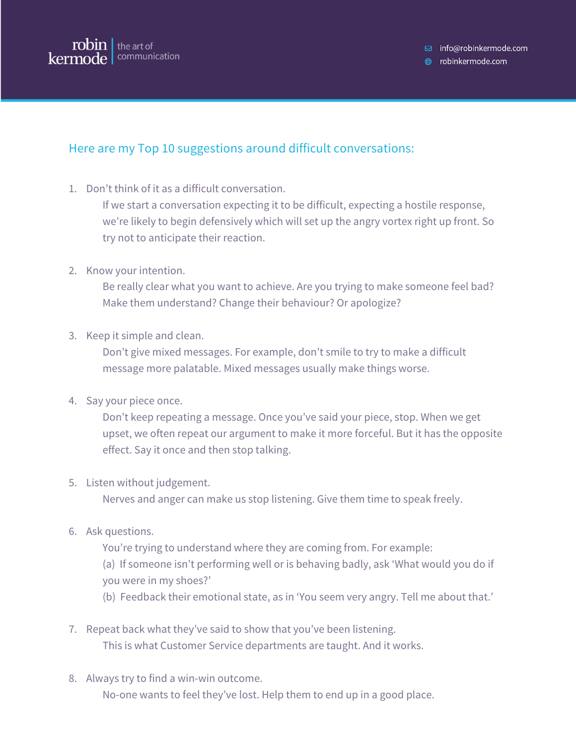## Here are my Top 10 suggestions around difficult conversations:

1. Don't think of it as a difficult conversation.

   If we start a conversation expecting it to be difficult, expecting a hostile response, we're likely to begin defensively which will set up the angry vortex right up front. So try not to anticipate their reaction.

2. Know your intention.

   Be really clear what you want to achieve. Are you trying to make someone feel bad? Make them understand? Change their behaviour? Or apologize?

3. Keep it simple and clean.

   Don't give mixed messages. For example, don't smile to try to make a difficult message more palatable. Mixed messages usually make things worse.

4. Say your piece once.

   Don't keep repeating a message. Once you've said your piece, stop. When we get upset, we often repeat our argument to make it more forceful. But it has the opposite effect. Say it once and then stop talking.

5. Listen without judgement.

   Nerves and anger can make us stop listening. Give them time to speak freely.

6. Ask questions.

   You're trying to understand where they are coming from. For example:

   (a) If someone isn't performing well or is behaving badly, ask 'What would you do if you were in my shoes?'

   (b) Feedback their emotional state, as in 'You seem very angry. Tell me about that.'

7. Repeat back what they've said to show that you've been listening.

   This is what Customer Service departments are taught. And it works.

8. Always try to find a win-win outcome.

   No-one wants to feel they've lost. Help them to end up in a good place.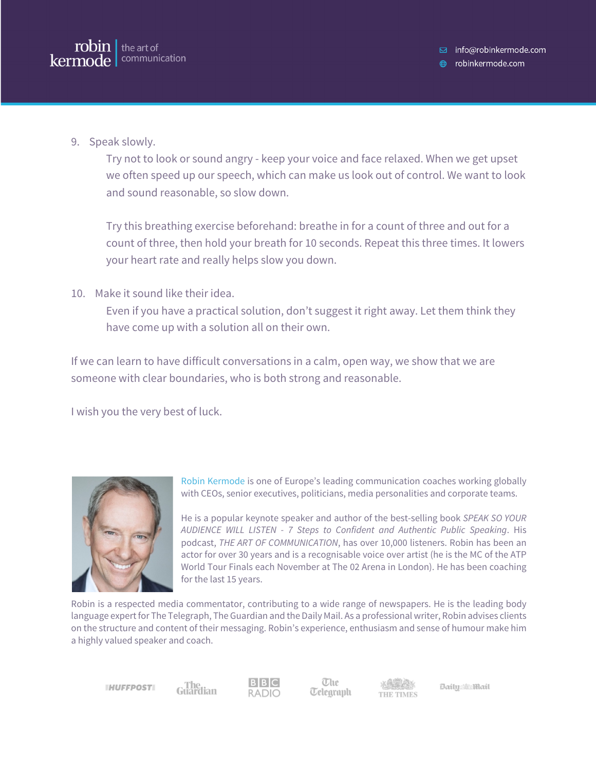9. Speak slowly.

   Try not to look or sound angry - keep your voice and face relaxed. When we get upset we often speed up our speech, which can make us look out of control. We want to look and sound reasonable, so slow down.

   Try this breathing exercise beforehand: breathe in for a count of three and out for a count of three, then hold your breath for 10 seconds. Repeat this three times. It lowers your heart rate and really helps slow you down.

10. Make it sound like their idea.

    Even if you have a practical solution, don't suggest it right away. Let them think they have come up with a solution all on their own.

If we can learn to have difficult conversations in a calm, open way, we show that we are someone with clear boundaries, who is both strong and reasonable.

I wish you the very best of luck.

Robin Kermode is one of Europe's leading communication coaches working globally with CEOs, senior executives, politicians, media personalities and corporate teams.

He is a popular keynote speaker and author of the best-selling book *SPEAK SO YOUR AUDIENCE WILL LISTEN - 7 Steps to Confident and Authentic Public Speaking*. His podcast, *THE ART OF COMMUNICATION*, has over 10,000 listeners. Robin has been an actor for over 30 years and is a recognisable voice over artist (he is the MC of the ATP World Tour Finals each November at The 02 Arena in London). He has been coaching for the last 15 years.

Robin is a respected media commentator, contributing to a wide range of newspapers. He is the leading body language expert for The Telegraph, The Guardian and the Daily Mail. As a professional writer, Robin advises clients on the structure and content of their messaging. Robin's experience, enthusiasm and sense of humour make him a highly valued speaker and coach.

HUFFPOST The Guardian BBC RADIO The Telegraph THE TIMES Daily Mail